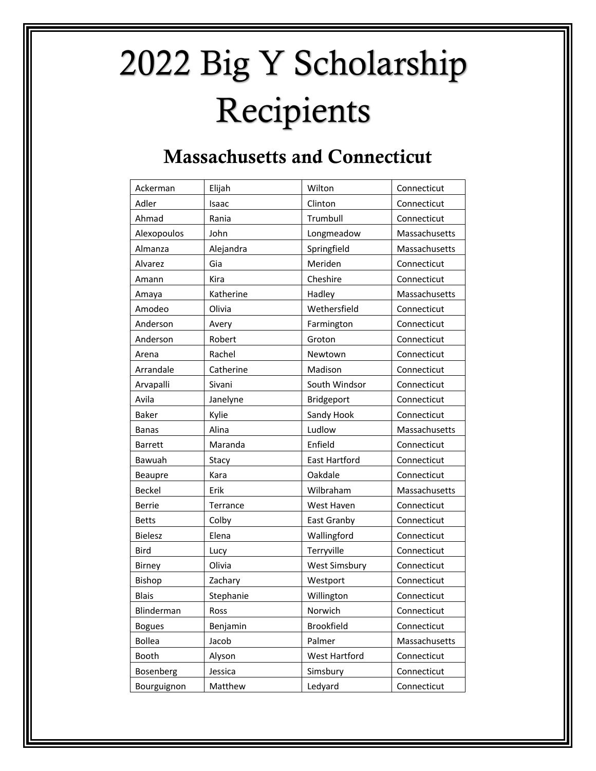# 2022 Big Y Scholarship Recipients

## Massachusetts and Connecticut

| | | | |
|---|---|---|---|
| Ackerman | Elijah | Wilton | Connecticut |
| Adler | Isaac | Clinton | Connecticut |
| Ahmad | Rania | Trumbull | Connecticut |
| Alexopoulos | John | Longmeadow | Massachusetts |
| Almanza | Alejandra | Springfield | Massachusetts |
| Alvarez | Gia | Meriden | Connecticut |
| Amann | Kira | Cheshire | Connecticut |
| Amaya | Katherine | Hadley | Massachusetts |
| Amodeo | Olivia | Wethersfield | Connecticut |
| Anderson | Avery | Farmington | Connecticut |
| Anderson | Robert | Groton | Connecticut |
| Arena | Rachel | Newtown | Connecticut |
| Arrandale | Catherine | Madison | Connecticut |
| Arvapalli | Sivani | South Windsor | Connecticut |
| Avila | Janelyne | Bridgeport | Connecticut |
| Baker | Kylie | Sandy Hook | Connecticut |
| Banas | Alina | Ludlow | Massachusetts |
| Barrett | Maranda | Enfield | Connecticut |
| Bawuah | Stacy | East Hartford | Connecticut |
| Beaupre | Kara | Oakdale | Connecticut |
| Beckel | Erik | Wilbraham | Massachusetts |
| Berrie | Terrance | West Haven | Connecticut |
| Betts | Colby | East Granby | Connecticut |
| Bielesz | Elena | Wallingford | Connecticut |
| Bird | Lucy | Terryville | Connecticut |
| Birney | Olivia | West Simsbury | Connecticut |
| Bishop | Zachary | Westport | Connecticut |
| Blais | Stephanie | Willington | Connecticut |
| Blinderman | Ross | Norwich | Connecticut |
| Bogues | Benjamin | Brookfield | Connecticut |
| Bollea | Jacob | Palmer | Massachusetts |
| Booth | Alyson | West Hartford | Connecticut |
| Bosenberg | Jessica | Simsbury | Connecticut |
| Bourguignon | Matthew | Ledyard | Connecticut |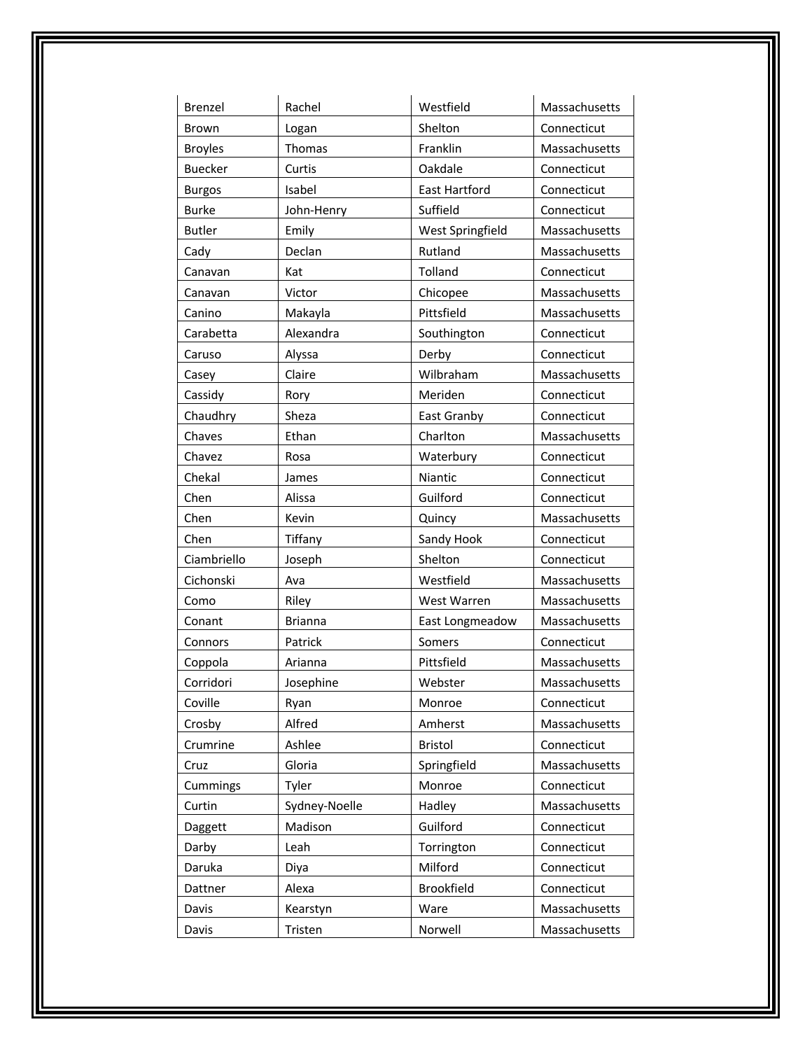| Brenzel | Rachel | Westfield | Massachusetts |
|---|---|---|---|
| Brown | Logan | Shelton | Connecticut |
| Broyles | Thomas | Franklin | Massachusetts |
| Buecker | Curtis | Oakdale | Connecticut |
| Burgos | Isabel | East Hartford | Connecticut |
| Burke | John-Henry | Suffield | Connecticut |
| Butler | Emily | West Springfield | Massachusetts |
| Cady | Declan | Rutland | Massachusetts |
| Canavan | Kat | Tolland | Connecticut |
| Canavan | Victor | Chicopee | Massachusetts |
| Canino | Makayla | Pittsfield | Massachusetts |
| Carabetta | Alexandra | Southington | Connecticut |
| Caruso | Alyssa | Derby | Connecticut |
| Casey | Claire | Wilbraham | Massachusetts |
| Cassidy | Rory | Meriden | Connecticut |
| Chaudhry | Sheza | East Granby | Connecticut |
| Chaves | Ethan | Charlton | Massachusetts |
| Chavez | Rosa | Waterbury | Connecticut |
| Chekal | James | Niantic | Connecticut |
| Chen | Alissa | Guilford | Connecticut |
| Chen | Kevin | Quincy | Massachusetts |
| Chen | Tiffany | Sandy Hook | Connecticut |
| Ciambriello | Joseph | Shelton | Connecticut |
| Cichonski | Ava | Westfield | Massachusetts |
| Como | Riley | West Warren | Massachusetts |
| Conant | Brianna | East Longmeadow | Massachusetts |
| Connors | Patrick | Somers | Connecticut |
| Coppola | Arianna | Pittsfield | Massachusetts |
| Corridori | Josephine | Webster | Massachusetts |
| Coville | Ryan | Monroe | Connecticut |
| Crosby | Alfred | Amherst | Massachusetts |
| Crumrine | Ashlee | Bristol | Connecticut |
| Cruz | Gloria | Springfield | Massachusetts |
| Cummings | Tyler | Monroe | Connecticut |
| Curtin | Sydney-Noelle | Hadley | Massachusetts |
| Daggett | Madison | Guilford | Connecticut |
| Darby | Leah | Torrington | Connecticut |
| Daruka | Diya | Milford | Connecticut |
| Dattner | Alexa | Brookfield | Connecticut |
| Davis | Kearstyn | Ware | Massachusetts |
| Davis | Tristen | Norwell | Massachusetts |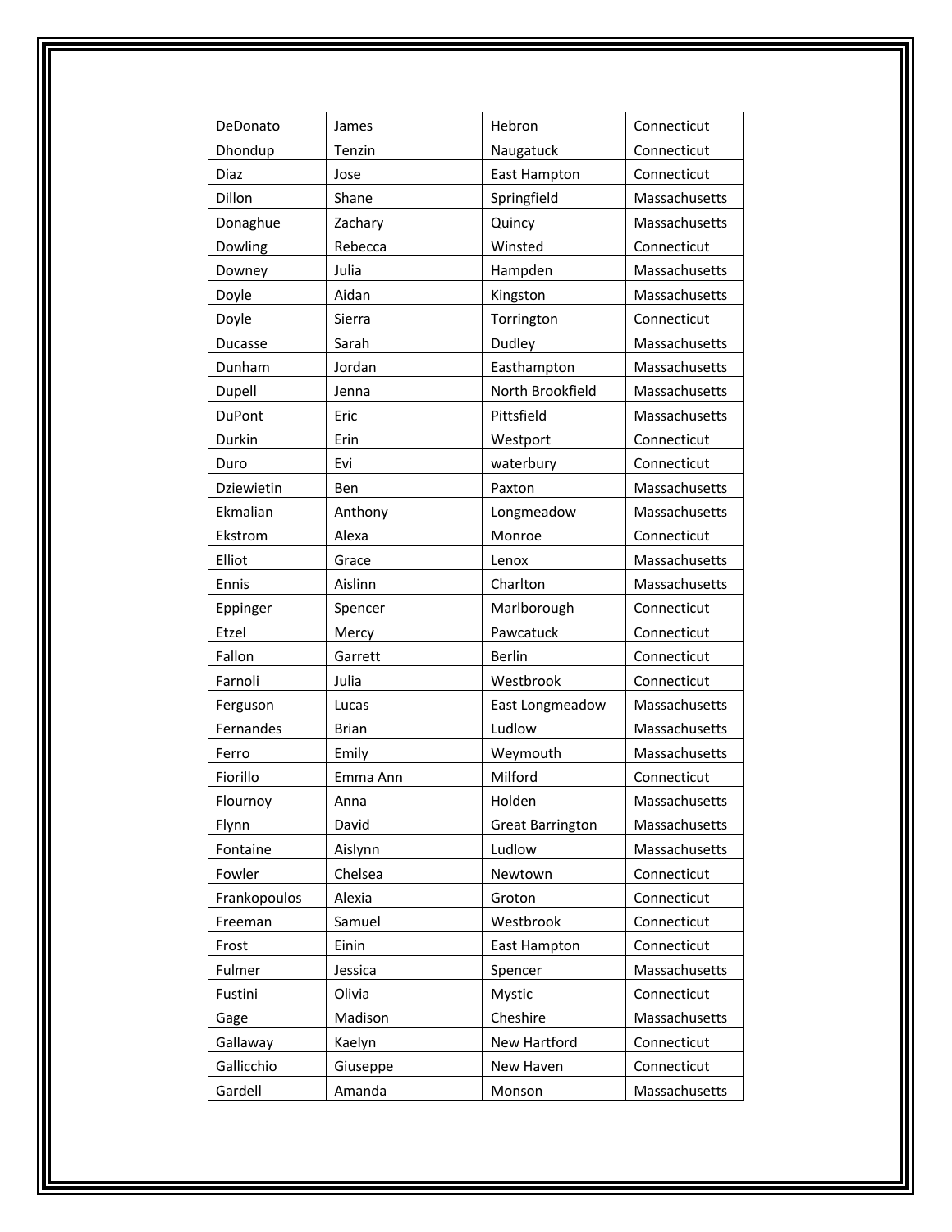| DeDonato | James | Hebron | Connecticut |
|---|---|---|---|
| Dhondup | Tenzin | Naugatuck | Connecticut |
| Diaz | Jose | East Hampton | Connecticut |
| Dillon | Shane | Springfield | Massachusetts |
| Donaghue | Zachary | Quincy | Massachusetts |
| Dowling | Rebecca | Winsted | Connecticut |
| Downey | Julia | Hampden | Massachusetts |
| Doyle | Aidan | Kingston | Massachusetts |
| Doyle | Sierra | Torrington | Connecticut |
| Ducasse | Sarah | Dudley | Massachusetts |
| Dunham | Jordan | Easthampton | Massachusetts |
| Dupell | Jenna | North Brookfield | Massachusetts |
| DuPont | Eric | Pittsfield | Massachusetts |
| Durkin | Erin | Westport | Connecticut |
| Duro | Evi | waterbury | Connecticut |
| Dziewietin | Ben | Paxton | Massachusetts |
| Ekmalian | Anthony | Longmeadow | Massachusetts |
| Ekstrom | Alexa | Monroe | Connecticut |
| Elliot | Grace | Lenox | Massachusetts |
| Ennis | Aislinn | Charlton | Massachusetts |
| Eppinger | Spencer | Marlborough | Connecticut |
| Etzel | Mercy | Pawcatuck | Connecticut |
| Fallon | Garrett | Berlin | Connecticut |
| Farnoli | Julia | Westbrook | Connecticut |
| Ferguson | Lucas | East Longmeadow | Massachusetts |
| Fernandes | Brian | Ludlow | Massachusetts |
| Ferro | Emily | Weymouth | Massachusetts |
| Fiorillo | Emma Ann | Milford | Connecticut |
| Flournoy | Anna | Holden | Massachusetts |
| Flynn | David | Great Barrington | Massachusetts |
| Fontaine | Aislynn | Ludlow | Massachusetts |
| Fowler | Chelsea | Newtown | Connecticut |
| Frankopoulos | Alexia | Groton | Connecticut |
| Freeman | Samuel | Westbrook | Connecticut |
| Frost | Einin | East Hampton | Connecticut |
| Fulmer | Jessica | Spencer | Massachusetts |
| Fustini | Olivia | Mystic | Connecticut |
| Gage | Madison | Cheshire | Massachusetts |
| Gallaway | Kaelyn | New Hartford | Connecticut |
| Gallicchio | Giuseppe | New Haven | Connecticut |
| Gardell | Amanda | Monson | Massachusetts |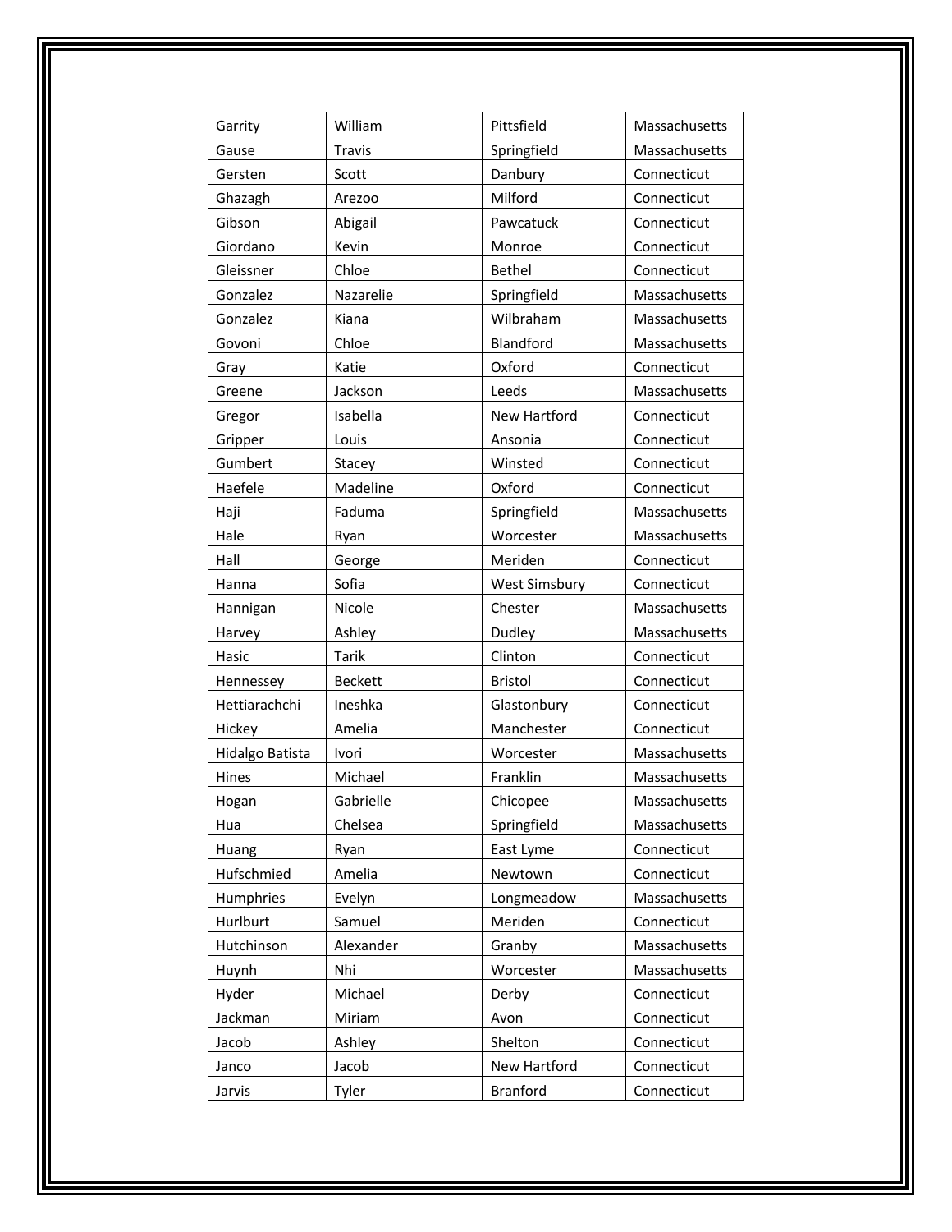| | | | |
|---|---|---|---|
| Garrity | William | Pittsfield | Massachusetts |
| Gause | Travis | Springfield | Massachusetts |
| Gersten | Scott | Danbury | Connecticut |
| Ghazagh | Arezoo | Milford | Connecticut |
| Gibson | Abigail | Pawcatuck | Connecticut |
| Giordano | Kevin | Monroe | Connecticut |
| Gleissner | Chloe | Bethel | Connecticut |
| Gonzalez | Nazarelie | Springfield | Massachusetts |
| Gonzalez | Kiana | Wilbraham | Massachusetts |
| Govoni | Chloe | Blandford | Massachusetts |
| Gray | Katie | Oxford | Connecticut |
| Greene | Jackson | Leeds | Massachusetts |
| Gregor | Isabella | New Hartford | Connecticut |
| Gripper | Louis | Ansonia | Connecticut |
| Gumbert | Stacey | Winsted | Connecticut |
| Haefele | Madeline | Oxford | Connecticut |
| Haji | Faduma | Springfield | Massachusetts |
| Hale | Ryan | Worcester | Massachusetts |
| Hall | George | Meriden | Connecticut |
| Hanna | Sofia | West Simsbury | Connecticut |
| Hannigan | Nicole | Chester | Massachusetts |
| Harvey | Ashley | Dudley | Massachusetts |
| Hasic | Tarik | Clinton | Connecticut |
| Hennessey | Beckett | Bristol | Connecticut |
| Hettiarachchi | Ineshka | Glastonbury | Connecticut |
| Hickey | Amelia | Manchester | Connecticut |
| Hidalgo Batista | Ivori | Worcester | Massachusetts |
| Hines | Michael | Franklin | Massachusetts |
| Hogan | Gabrielle | Chicopee | Massachusetts |
| Hua | Chelsea | Springfield | Massachusetts |
| Huang | Ryan | East Lyme | Connecticut |
| Hufschmied | Amelia | Newtown | Connecticut |
| Humphries | Evelyn | Longmeadow | Massachusetts |
| Hurlburt | Samuel | Meriden | Connecticut |
| Hutchinson | Alexander | Granby | Massachusetts |
| Huynh | Nhi | Worcester | Massachusetts |
| Hyder | Michael | Derby | Connecticut |
| Jackman | Miriam | Avon | Connecticut |
| Jacob | Ashley | Shelton | Connecticut |
| Janco | Jacob | New Hartford | Connecticut |
| Jarvis | Tyler | Branford | Connecticut |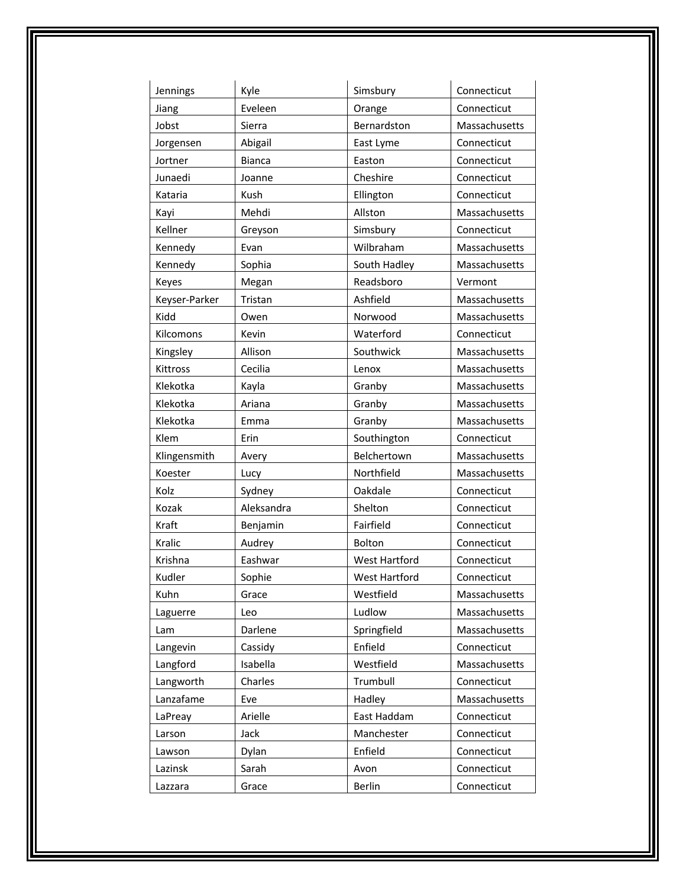| Jennings | Kyle | Simsbury | Connecticut |
|---|---|---|---|
| Jiang | Eveleen | Orange | Connecticut |
| Jobst | Sierra | Bernardston | Massachusetts |
| Jorgensen | Abigail | East Lyme | Connecticut |
| Jortner | Bianca | Easton | Connecticut |
| Junaedi | Joanne | Cheshire | Connecticut |
| Kataria | Kush | Ellington | Connecticut |
| Kayi | Mehdi | Allston | Massachusetts |
| Kellner | Greyson | Simsbury | Connecticut |
| Kennedy | Evan | Wilbraham | Massachusetts |
| Kennedy | Sophia | South Hadley | Massachusetts |
| Keyes | Megan | Readsboro | Vermont |
| Keyser-Parker | Tristan | Ashfield | Massachusetts |
| Kidd | Owen | Norwood | Massachusetts |
| Kilcomons | Kevin | Waterford | Connecticut |
| Kingsley | Allison | Southwick | Massachusetts |
| Kittross | Cecilia | Lenox | Massachusetts |
| Klekotka | Kayla | Granby | Massachusetts |
| Klekotka | Ariana | Granby | Massachusetts |
| Klekotka | Emma | Granby | Massachusetts |
| Klem | Erin | Southington | Connecticut |
| Klingensmith | Avery | Belchertown | Massachusetts |
| Koester | Lucy | Northfield | Massachusetts |
| Kolz | Sydney | Oakdale | Connecticut |
| Kozak | Aleksandra | Shelton | Connecticut |
| Kraft | Benjamin | Fairfield | Connecticut |
| Kralic | Audrey | Bolton | Connecticut |
| Krishna | Eashwar | West Hartford | Connecticut |
| Kudler | Sophie | West Hartford | Connecticut |
| Kuhn | Grace | Westfield | Massachusetts |
| Laguerre | Leo | Ludlow | Massachusetts |
| Lam | Darlene | Springfield | Massachusetts |
| Langevin | Cassidy | Enfield | Connecticut |
| Langford | Isabella | Westfield | Massachusetts |
| Langworth | Charles | Trumbull | Connecticut |
| Lanzafame | Eve | Hadley | Massachusetts |
| LaPreay | Arielle | East Haddam | Connecticut |
| Larson | Jack | Manchester | Connecticut |
| Lawson | Dylan | Enfield | Connecticut |
| Lazinsk | Sarah | Avon | Connecticut |
| Lazzara | Grace | Berlin | Connecticut |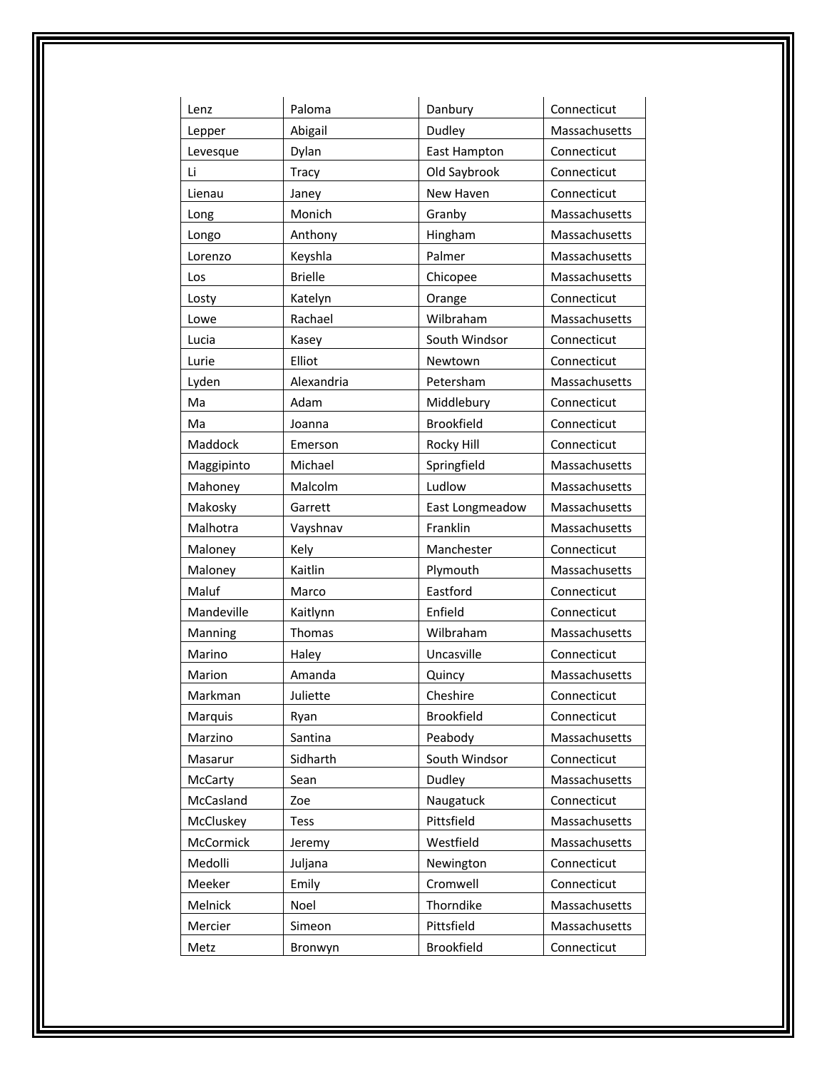| Lenz | Paloma | Danbury | Connecticut |
|---|---|---|---|
| Lepper | Abigail | Dudley | Massachusetts |
| Levesque | Dylan | East Hampton | Connecticut |
| Li | Tracy | Old Saybrook | Connecticut |
| Lienau | Janey | New Haven | Connecticut |
| Long | Monich | Granby | Massachusetts |
| Longo | Anthony | Hingham | Massachusetts |
| Lorenzo | Keyshla | Palmer | Massachusetts |
| Los | Brielle | Chicopee | Massachusetts |
| Losty | Katelyn | Orange | Connecticut |
| Lowe | Rachael | Wilbraham | Massachusetts |
| Lucia | Kasey | South Windsor | Connecticut |
| Lurie | Elliot | Newtown | Connecticut |
| Lyden | Alexandria | Petersham | Massachusetts |
| Ma | Adam | Middlebury | Connecticut |
| Ma | Joanna | Brookfield | Connecticut |
| Maddock | Emerson | Rocky Hill | Connecticut |
| Maggipinto | Michael | Springfield | Massachusetts |
| Mahoney | Malcolm | Ludlow | Massachusetts |
| Makosky | Garrett | East Longmeadow | Massachusetts |
| Malhotra | Vayshnav | Franklin | Massachusetts |
| Maloney | Kely | Manchester | Connecticut |
| Maloney | Kaitlin | Plymouth | Massachusetts |
| Maluf | Marco | Eastford | Connecticut |
| Mandeville | Kaitlynn | Enfield | Connecticut |
| Manning | Thomas | Wilbraham | Massachusetts |
| Marino | Haley | Uncasville | Connecticut |
| Marion | Amanda | Quincy | Massachusetts |
| Markman | Juliette | Cheshire | Connecticut |
| Marquis | Ryan | Brookfield | Connecticut |
| Marzino | Santina | Peabody | Massachusetts |
| Masarur | Sidharth | South Windsor | Connecticut |
| McCarty | Sean | Dudley | Massachusetts |
| McCasland | Zoe | Naugatuck | Connecticut |
| McCluskey | Tess | Pittsfield | Massachusetts |
| McCormick | Jeremy | Westfield | Massachusetts |
| Medolli | Juljana | Newington | Connecticut |
| Meeker | Emily | Cromwell | Connecticut |
| Melnick | Noel | Thorndike | Massachusetts |
| Mercier | Simeon | Pittsfield | Massachusetts |
| Metz | Bronwyn | Brookfield | Connecticut |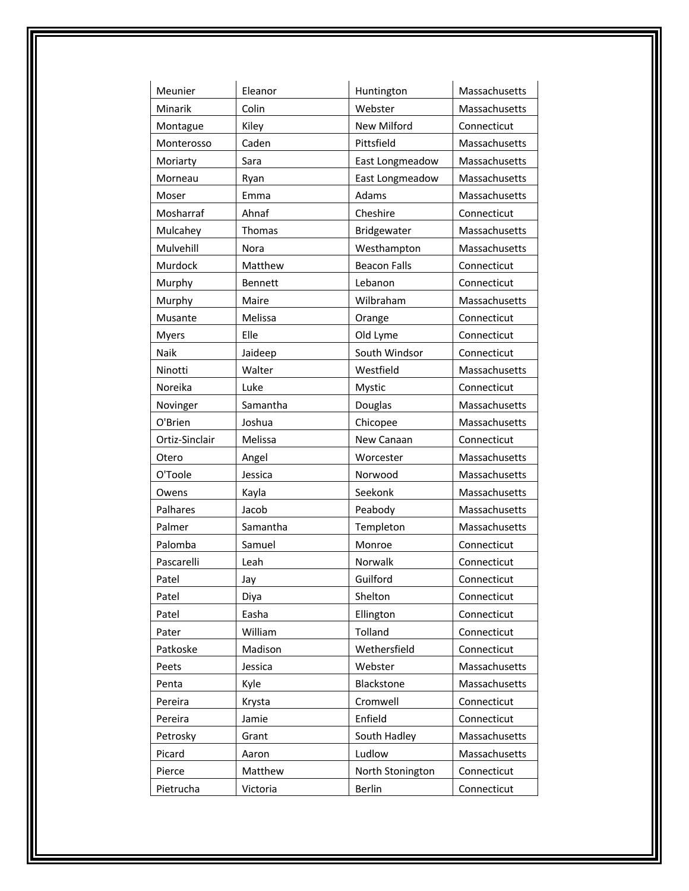| | | | |
|---|---|---|---|
| Meunier | Eleanor | Huntington | Massachusetts |
| Minarik | Colin | Webster | Massachusetts |
| Montague | Kiley | New Milford | Connecticut |
| Monterosso | Caden | Pittsfield | Massachusetts |
| Moriarty | Sara | East Longmeadow | Massachusetts |
| Morneau | Ryan | East Longmeadow | Massachusetts |
| Moser | Emma | Adams | Massachusetts |
| Mosharraf | Ahnaf | Cheshire | Connecticut |
| Mulcahey | Thomas | Bridgewater | Massachusetts |
| Mulvehill | Nora | Westhampton | Massachusetts |
| Murdock | Matthew | Beacon Falls | Connecticut |
| Murphy | Bennett | Lebanon | Connecticut |
| Murphy | Maire | Wilbraham | Massachusetts |
| Musante | Melissa | Orange | Connecticut |
| Myers | Elle | Old Lyme | Connecticut |
| Naik | Jaideep | South Windsor | Connecticut |
| Ninotti | Walter | Westfield | Massachusetts |
| Noreika | Luke | Mystic | Connecticut |
| Novinger | Samantha | Douglas | Massachusetts |
| O'Brien | Joshua | Chicopee | Massachusetts |
| Ortiz-Sinclair | Melissa | New Canaan | Connecticut |
| Otero | Angel | Worcester | Massachusetts |
| O'Toole | Jessica | Norwood | Massachusetts |
| Owens | Kayla | Seekonk | Massachusetts |
| Palhares | Jacob | Peabody | Massachusetts |
| Palmer | Samantha | Templeton | Massachusetts |
| Palomba | Samuel | Monroe | Connecticut |
| Pascarelli | Leah | Norwalk | Connecticut |
| Patel | Jay | Guilford | Connecticut |
| Patel | Diya | Shelton | Connecticut |
| Patel | Easha | Ellington | Connecticut |
| Pater | William | Tolland | Connecticut |
| Patkoske | Madison | Wethersfield | Connecticut |
| Peets | Jessica | Webster | Massachusetts |
| Penta | Kyle | Blackstone | Massachusetts |
| Pereira | Krysta | Cromwell | Connecticut |
| Pereira | Jamie | Enfield | Connecticut |
| Petrosky | Grant | South Hadley | Massachusetts |
| Picard | Aaron | Ludlow | Massachusetts |
| Pierce | Matthew | North Stonington | Connecticut |
| Pietrucha | Victoria | Berlin | Connecticut |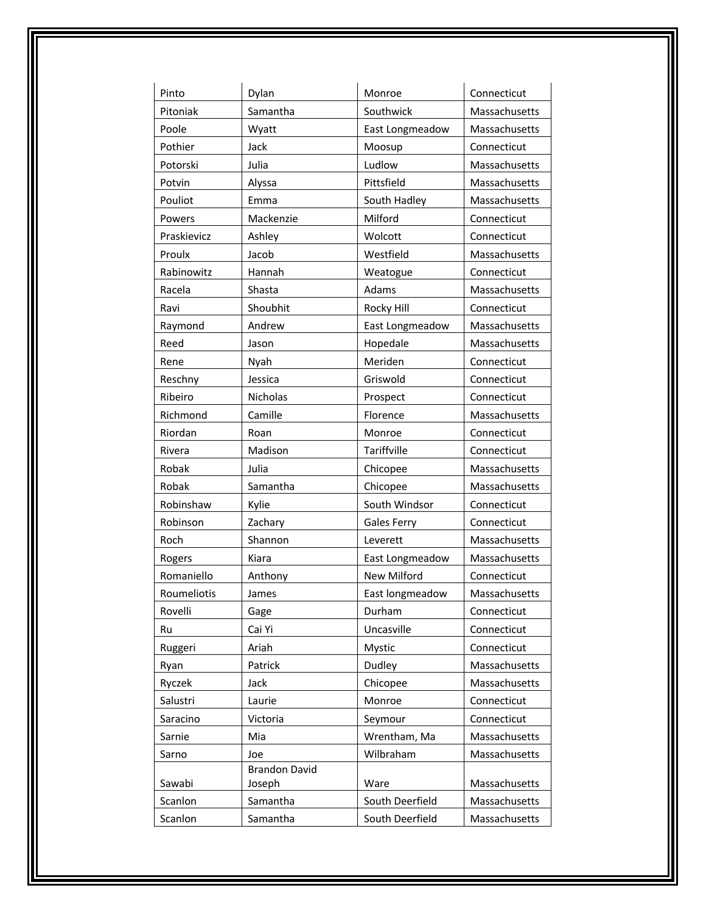| Pinto | Dylan | Monroe | Connecticut |
|---|---|---|---|
| Pitoniak | Samantha | Southwick | Massachusetts |
| Poole | Wyatt | East Longmeadow | Massachusetts |
| Pothier | Jack | Moosup | Connecticut |
| Potorski | Julia | Ludlow | Massachusetts |
| Potvin | Alyssa | Pittsfield | Massachusetts |
| Pouliot | Emma | South Hadley | Massachusetts |
| Powers | Mackenzie | Milford | Connecticut |
| Praskievicz | Ashley | Wolcott | Connecticut |
| Proulx | Jacob | Westfield | Massachusetts |
| Rabinowitz | Hannah | Weatogue | Connecticut |
| Racela | Shasta | Adams | Massachusetts |
| Ravi | Shoubhit | Rocky Hill | Connecticut |
| Raymond | Andrew | East Longmeadow | Massachusetts |
| Reed | Jason | Hopedale | Massachusetts |
| Rene | Nyah | Meriden | Connecticut |
| Reschny | Jessica | Griswold | Connecticut |
| Ribeiro | Nicholas | Prospect | Connecticut |
| Richmond | Camille | Florence | Massachusetts |
| Riordan | Roan | Monroe | Connecticut |
| Rivera | Madison | Tariffville | Connecticut |
| Robak | Julia | Chicopee | Massachusetts |
| Robak | Samantha | Chicopee | Massachusetts |
| Robinshaw | Kylie | South Windsor | Connecticut |
| Robinson | Zachary | Gales Ferry | Connecticut |
| Roch | Shannon | Leverett | Massachusetts |
| Rogers | Kiara | East Longmeadow | Massachusetts |
| Romaniello | Anthony | New Milford | Connecticut |
| Roumeliotis | James | East longmeadow | Massachusetts |
| Rovelli | Gage | Durham | Connecticut |
| Ru | Cai Yi | Uncasville | Connecticut |
| Ruggeri | Ariah | Mystic | Connecticut |
| Ryan | Patrick | Dudley | Massachusetts |
| Ryczek | Jack | Chicopee | Massachusetts |
| Salustri | Laurie | Monroe | Connecticut |
| Saracino | Victoria | Seymour | Connecticut |
| Sarnie | Mia | Wrentham, Ma | Massachusetts |
| Sarno | Joe | Wilbraham | Massachusetts |
| Sawabi | Brandon David Joseph | Ware | Massachusetts |
| Scanlon | Samantha | South Deerfield | Massachusetts |
| Scanlon | Samantha | South Deerfield | Massachusetts |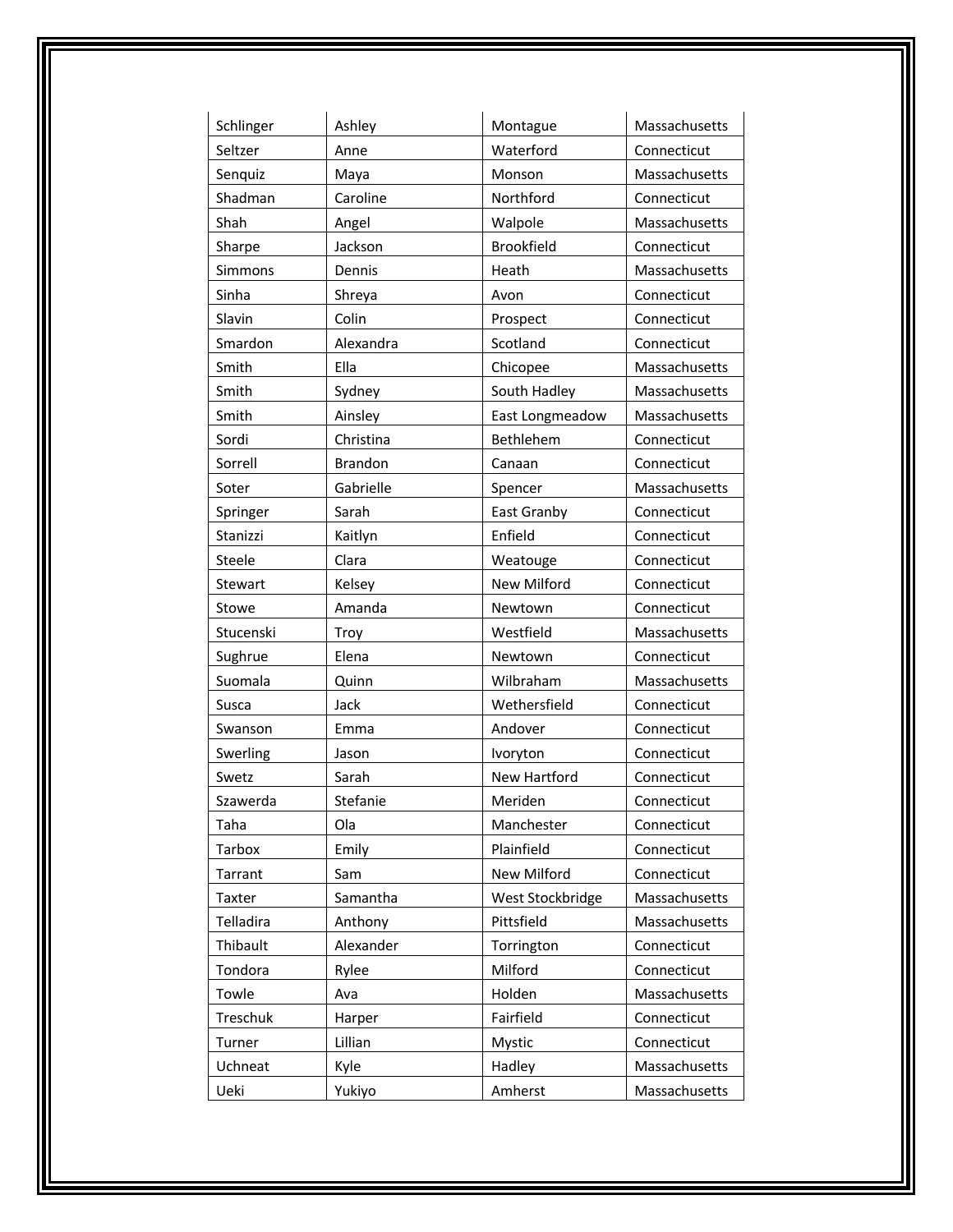| Schlinger | Ashley | Montague | Massachusetts |
|---|---|---|---|
| Seltzer | Anne | Waterford | Connecticut |
| Senquiz | Maya | Monson | Massachusetts |
| Shadman | Caroline | Northford | Connecticut |
| Shah | Angel | Walpole | Massachusetts |
| Sharpe | Jackson | Brookfield | Connecticut |
| Simmons | Dennis | Heath | Massachusetts |
| Sinha | Shreya | Avon | Connecticut |
| Slavin | Colin | Prospect | Connecticut |
| Smardon | Alexandra | Scotland | Connecticut |
| Smith | Ella | Chicopee | Massachusetts |
| Smith | Sydney | South Hadley | Massachusetts |
| Smith | Ainsley | East Longmeadow | Massachusetts |
| Sordi | Christina | Bethlehem | Connecticut |
| Sorrell | Brandon | Canaan | Connecticut |
| Soter | Gabrielle | Spencer | Massachusetts |
| Springer | Sarah | East Granby | Connecticut |
| Stanizzi | Kaitlyn | Enfield | Connecticut |
| Steele | Clara | Weatouge | Connecticut |
| Stewart | Kelsey | New Milford | Connecticut |
| Stowe | Amanda | Newtown | Connecticut |
| Stucenski | Troy | Westfield | Massachusetts |
| Sughrue | Elena | Newtown | Connecticut |
| Suomala | Quinn | Wilbraham | Massachusetts |
| Susca | Jack | Wethersfield | Connecticut |
| Swanson | Emma | Andover | Connecticut |
| Swerling | Jason | Ivoryton | Connecticut |
| Swetz | Sarah | New Hartford | Connecticut |
| Szawerda | Stefanie | Meriden | Connecticut |
| Taha | Ola | Manchester | Connecticut |
| Tarbox | Emily | Plainfield | Connecticut |
| Tarrant | Sam | New Milford | Connecticut |
| Taxter | Samantha | West Stockbridge | Massachusetts |
| Telladira | Anthony | Pittsfield | Massachusetts |
| Thibault | Alexander | Torrington | Connecticut |
| Tondora | Rylee | Milford | Connecticut |
| Towle | Ava | Holden | Massachusetts |
| Treschuk | Harper | Fairfield | Connecticut |
| Turner | Lillian | Mystic | Connecticut |
| Uchneat | Kyle | Hadley | Massachusetts |
| Ueki | Yukiyo | Amherst | Massachusetts |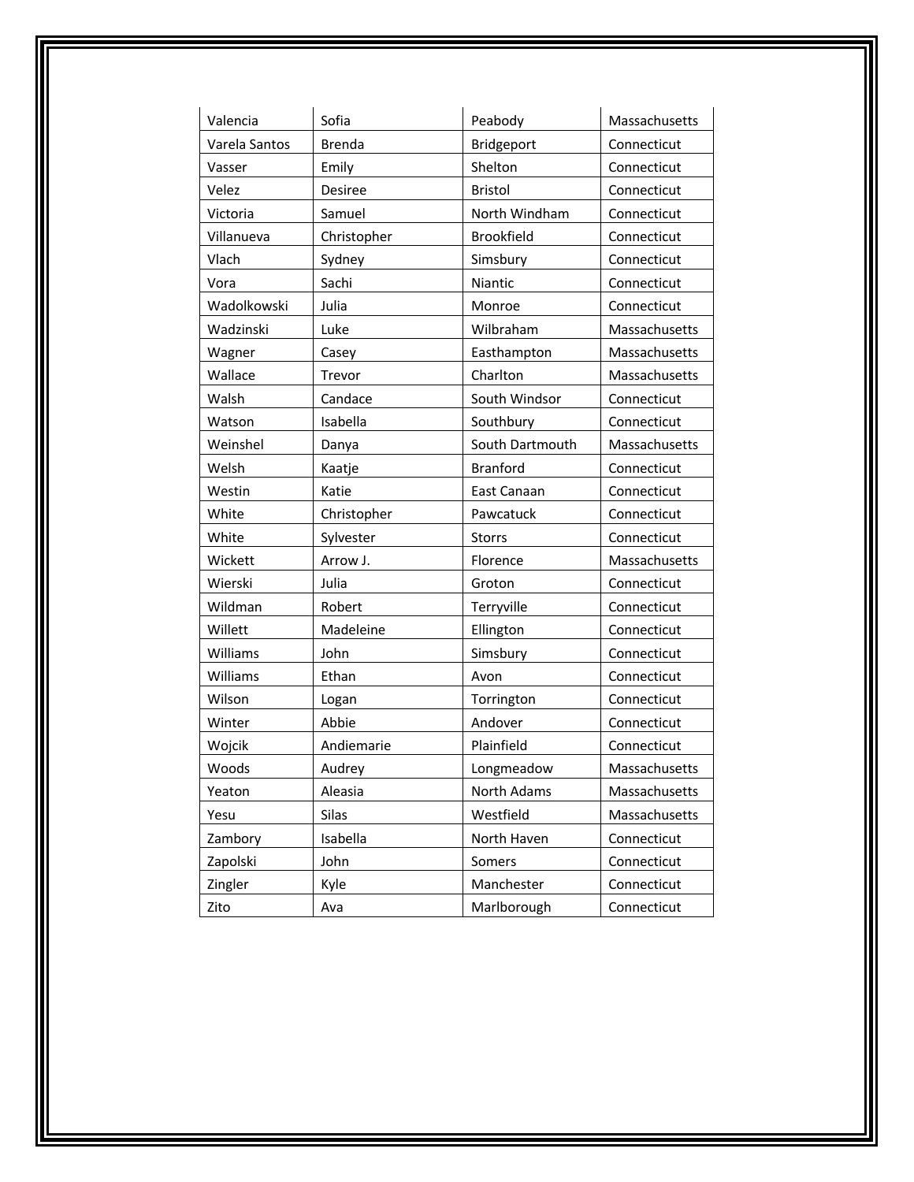| | | | |
|---|---|---|---|
| Valencia | Sofia | Peabody | Massachusetts |
| Varela Santos | Brenda | Bridgeport | Connecticut |
| Vasser | Emily | Shelton | Connecticut |
| Velez | Desiree | Bristol | Connecticut |
| Victoria | Samuel | North Windham | Connecticut |
| Villanueva | Christopher | Brookfield | Connecticut |
| Vlach | Sydney | Simsbury | Connecticut |
| Vora | Sachi | Niantic | Connecticut |
| Wadolkowski | Julia | Monroe | Connecticut |
| Wadzinski | Luke | Wilbraham | Massachusetts |
| Wagner | Casey | Easthampton | Massachusetts |
| Wallace | Trevor | Charlton | Massachusetts |
| Walsh | Candace | South Windsor | Connecticut |
| Watson | Isabella | Southbury | Connecticut |
| Weinshel | Danya | South Dartmouth | Massachusetts |
| Welsh | Kaatje | Branford | Connecticut |
| Westin | Katie | East Canaan | Connecticut |
| White | Christopher | Pawcatuck | Connecticut |
| White | Sylvester | Storrs | Connecticut |
| Wickett | Arrow J. | Florence | Massachusetts |
| Wierski | Julia | Groton | Connecticut |
| Wildman | Robert | Terryville | Connecticut |
| Willett | Madeleine | Ellington | Connecticut |
| Williams | John | Simsbury | Connecticut |
| Williams | Ethan | Avon | Connecticut |
| Wilson | Logan | Torrington | Connecticut |
| Winter | Abbie | Andover | Connecticut |
| Wojcik | Andiemarie | Plainfield | Connecticut |
| Woods | Audrey | Longmeadow | Massachusetts |
| Yeaton | Aleasia | North Adams | Massachusetts |
| Yesu | Silas | Westfield | Massachusetts |
| Zambory | Isabella | North Haven | Connecticut |
| Zapolski | John | Somers | Connecticut |
| Zingler | Kyle | Manchester | Connecticut |
| Zito | Ava | Marlborough | Connecticut |